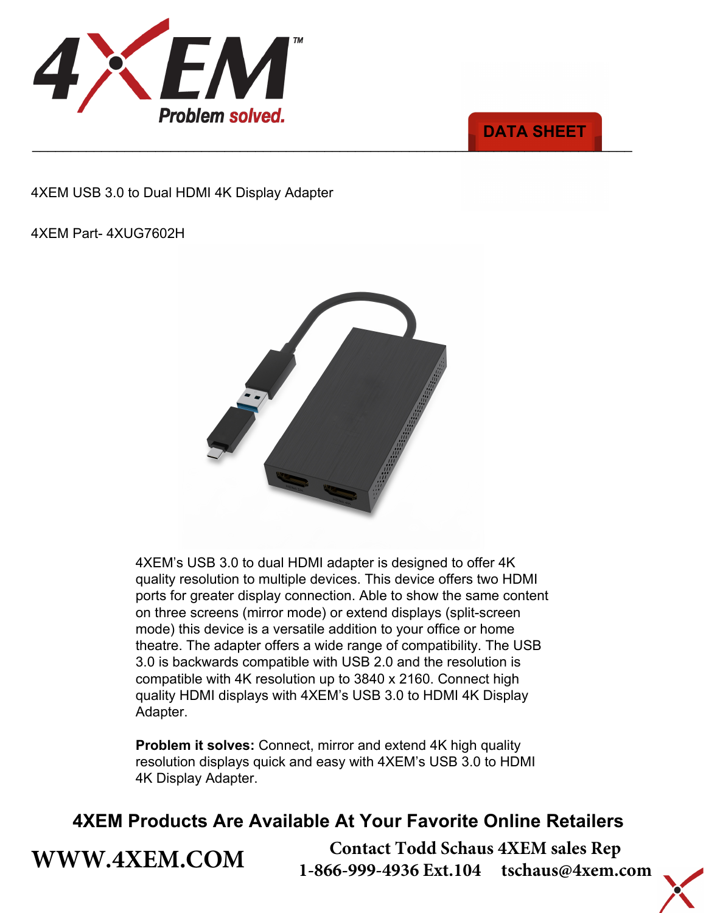4XEM

Problem solved.

DATA SHEET

4XEM USB 3.0 to Dual HDMI 4K Display Adapter

4XEM Part- 4XUG7602H

4XEM's USB 3.0 to dual HDMI adapter is designed to offer 4K quality resolution to multiple devices. This device offers two HDMI ports for greater display connection. Able to show the same content on three screens (mirror mode) or extend displays (split-screen mode) this device is a versatile addition to your office or home theatre. The adapter offers a wide range of compatibility. The USB 3.0 is backwards compatible with USB 2.0 and the resolution is compatible with 4K resolution up to 3840 x 2160. Connect high quality HDMI displays with 4XEM's USB 3.0 to HDMI 4K Display Adapter.

**Problem it solves:** Connect, mirror and extend 4K high quality resolution displays quick and easy with 4XEM's USB 3.0 to HDMI 4K Display Adapter.

**4XEM Products Are Available At Your Favorite Online Retailers**

**WWW.4XEM.COM**

**Contact Todd Schaus 4XEM sales Rep**
**1-866-999-4936 Ext.104 tschaus@4xem.com**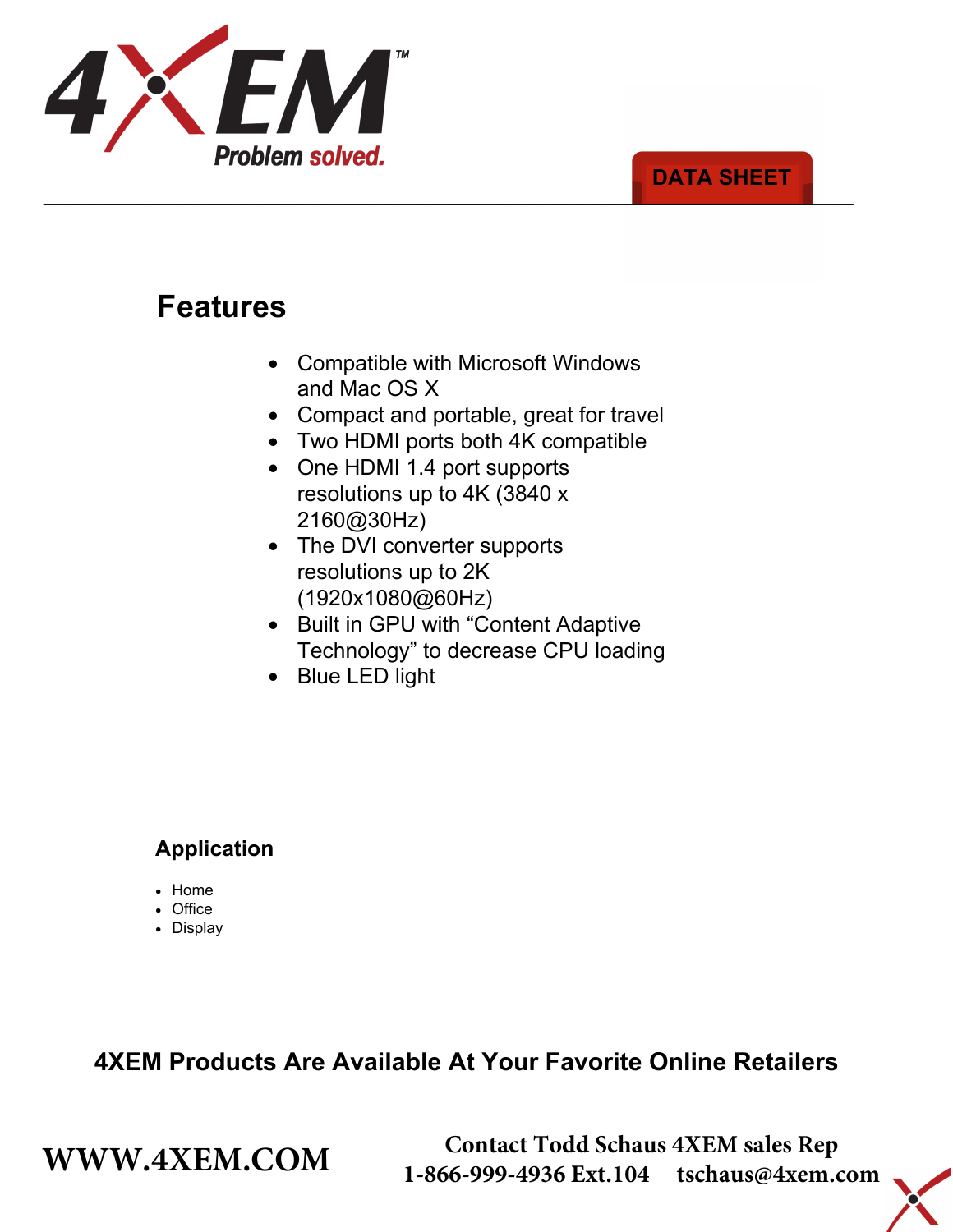# 4XEM

Problem solved.

DATA SHEET

## Features

- Compatible with Microsoft Windows and Mac OS X
- Compact and portable, great for travel
- Two HDMI ports both 4K compatible
- One HDMI 1.4 port supports resolutions up to 4K (3840 x 2160@30Hz)
- The DVI converter supports resolutions up to 2K (1920x1080@60Hz)
- Built in GPU with "Content Adaptive Technology" to decrease CPU loading
- Blue LED light

### Application

- Home
- Office
- Display

**4XEM Products Are Available At Your Favorite Online Retailers**

**WWW.4XEM.COM**

**Contact Todd Schaus 4XEM sales Rep**
**1-866-999-4936 Ext.104 tschaus@4xem.com**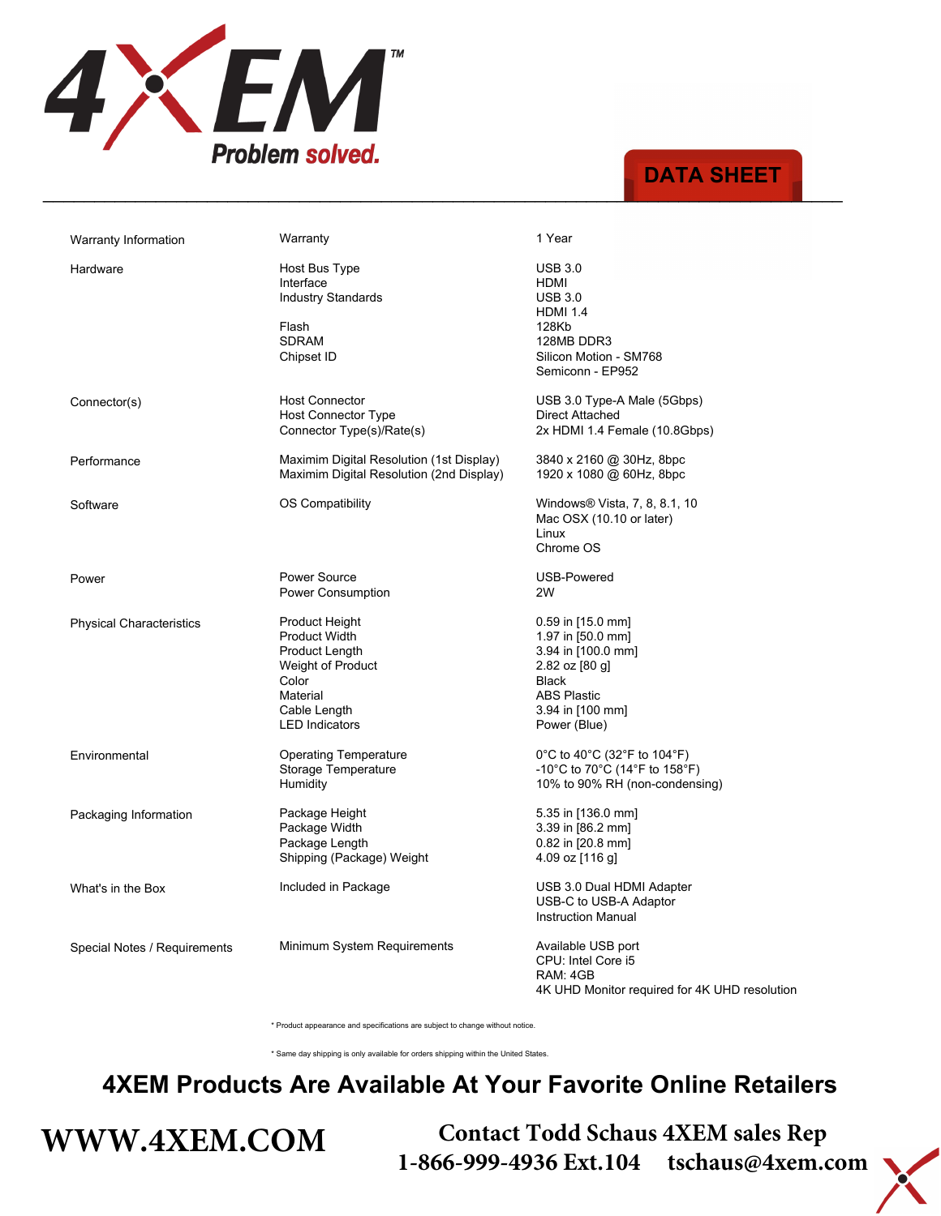4XEM™
Problem solved.

# DATA SHEET

| | | |
|---|---|---|
| Warranty Information | Warranty | 1 Year |
| Hardware | Host Bus Type<br>Interface<br>Industry Standards<br><br>Flash<br>SDRAM<br>Chipset ID | USB 3.0<br>HDMI<br>USB 3.0<br>HDMI 1.4<br>128Kb<br>128MB DDR3<br>Silicon Motion - SM768<br>Semiconn - EP952 |
| Connector(s) | Host Connector<br>Host Connector Type<br>Connector Type(s)/Rate(s) | USB 3.0 Type-A Male (5Gbps)<br>Direct Attached<br>2x HDMI 1.4 Female (10.8Gbps) |
| Performance | Maximim Digital Resolution (1st Display)<br>Maximim Digital Resolution (2nd Display) | 3840 x 2160 @ 30Hz, 8bpc<br>1920 x 1080 @ 60Hz, 8bpc |
| Software | OS Compatibility | Windows® Vista, 7, 8, 8.1, 10<br>Mac OSX (10.10 or later)<br>Linux<br>Chrome OS |
| Power | Power Source<br>Power Consumption | USB-Powered<br>2W |
| Physical Characteristics | Product Height<br>Product Width<br>Product Length<br>Weight of Product<br>Color<br>Material<br>Cable Length<br>LED Indicators | 0.59 in [15.0 mm]<br>1.97 in [50.0 mm]<br>3.94 in [100.0 mm]<br>2.82 oz [80 g]<br>Black<br>ABS Plastic<br>3.94 in [100 mm]<br>Power (Blue) |
| Environmental | Operating Temperature<br>Storage Temperature<br>Humidity | 0°C to 40°C (32°F to 104°F)<br>-10°C to 70°C (14°F to 158°F)<br>10% to 90% RH (non-condensing) |
| Packaging Information | Package Height<br>Package Width<br>Package Length<br>Shipping (Package) Weight | 5.35 in [136.0 mm]<br>3.39 in [86.2 mm]<br>0.82 in [20.8 mm]<br>4.09 oz [116 g] |
| What's in the Box | Included in Package | USB 3.0 Dual HDMI Adapter<br>USB-C to USB-A Adaptor<br>Instruction Manual |
| Special Notes / Requirements | Minimum System Requirements | Available USB port<br>CPU: Intel Core i5<br>RAM: 4GB<br>4K UHD Monitor required for 4K UHD resolution |

* Product appearance and specifications are subject to change without notice.

* Same day shipping is only available for orders shipping within the United States.

## 4XEM Products Are Available At Your Favorite Online Retailers

**WWW.4XEM.COM**

**Contact Todd Schaus 4XEM sales Rep**
**1-866-999-4936 Ext.104 tschaus@4xem.com**